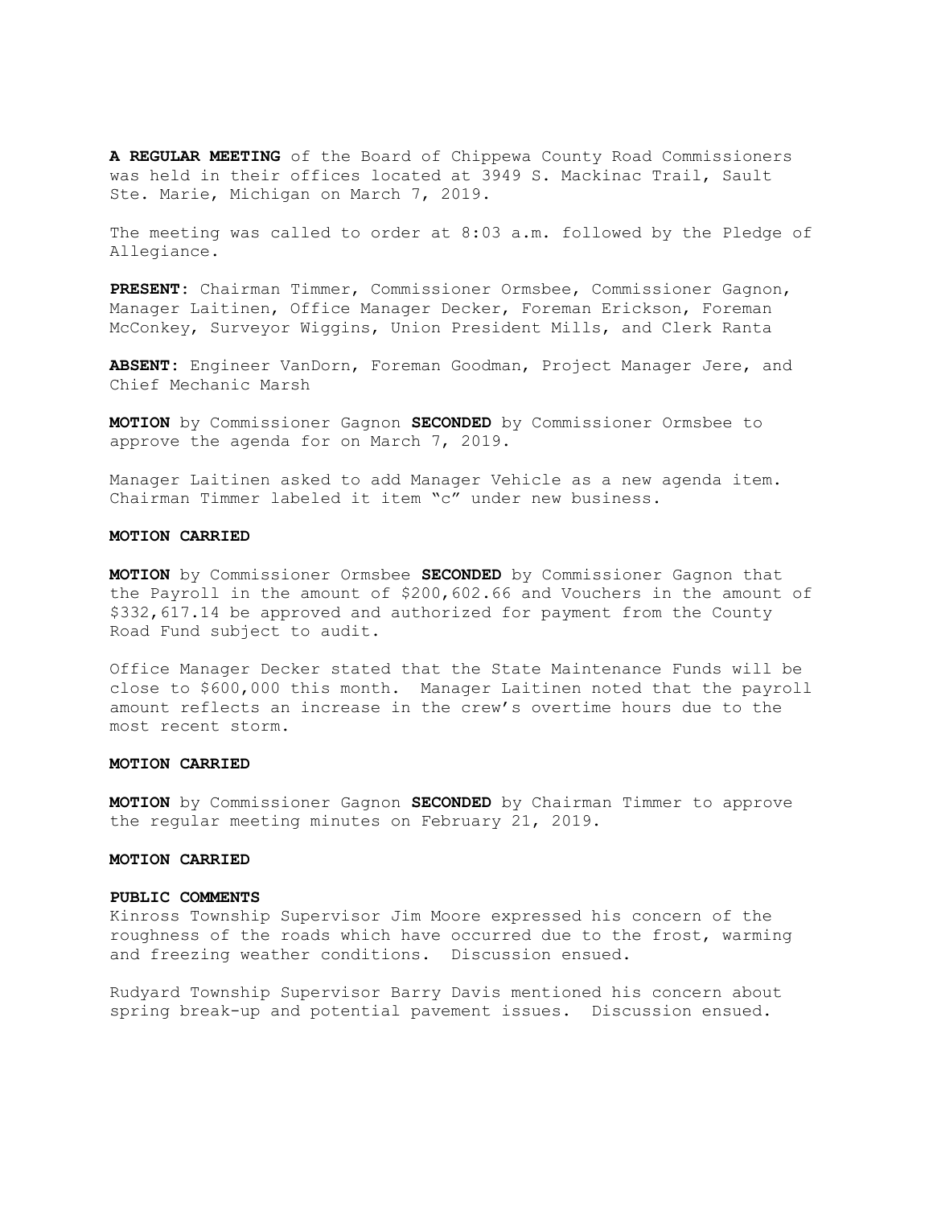**A REGULAR MEETING** of the Board of Chippewa County Road Commissioners was held in their offices located at 3949 S. Mackinac Trail, Sault Ste. Marie, Michigan on March 7, 2019.

The meeting was called to order at 8:03 a.m. followed by the Pledge of Allegiance.

**PRESENT:** Chairman Timmer, Commissioner Ormsbee, Commissioner Gagnon, Manager Laitinen, Office Manager Decker, Foreman Erickson, Foreman McConkey, Surveyor Wiggins, Union President Mills, and Clerk Ranta

**ABSENT:** Engineer VanDorn, Foreman Goodman, Project Manager Jere, and Chief Mechanic Marsh

**MOTION** by Commissioner Gagnon **SECONDED** by Commissioner Ormsbee to approve the agenda for on March 7, 2019.

Manager Laitinen asked to add Manager Vehicle as a new agenda item. Chairman Timmer labeled it item "c" under new business.

**MOTION CARRIED**

**MOTION** by Commissioner Ormsbee **SECONDED** by Commissioner Gagnon that the Payroll in the amount of $200,602.66 and Vouchers in the amount of $332,617.14 be approved and authorized for payment from the County Road Fund subject to audit.

Office Manager Decker stated that the State Maintenance Funds will be close to $600,000 this month. Manager Laitinen noted that the payroll amount reflects an increase in the crew's overtime hours due to the most recent storm.

**MOTION CARRIED**

**MOTION** by Commissioner Gagnon **SECONDED** by Chairman Timmer to approve the regular meeting minutes on February 21, 2019.

**MOTION CARRIED**

**PUBLIC COMMENTS**

Kinross Township Supervisor Jim Moore expressed his concern of the roughness of the roads which have occurred due to the frost, warming and freezing weather conditions. Discussion ensued.

Rudyard Township Supervisor Barry Davis mentioned his concern about spring break-up and potential pavement issues. Discussion ensued.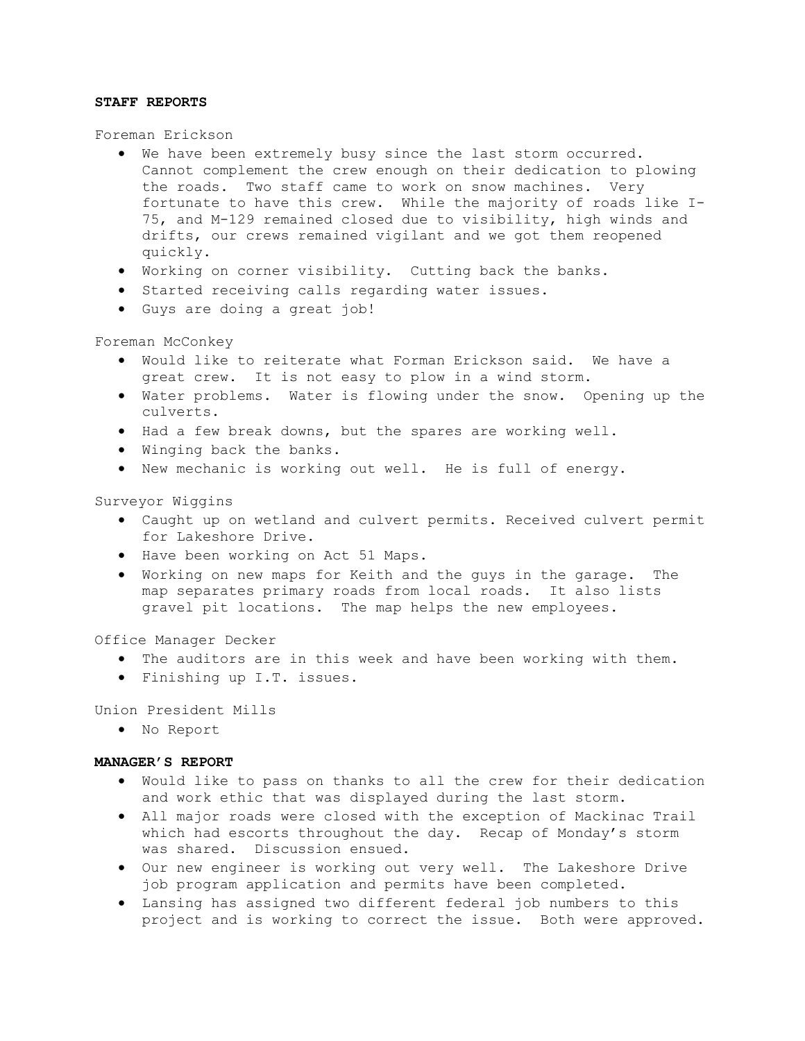**STAFF REPORTS**

Foreman Erickson

- We have been extremely busy since the last storm occurred. Cannot complement the crew enough on their dedication to plowing the roads. Two staff came to work on snow machines. Very fortunate to have this crew. While the majority of roads like I-75, and M-129 remained closed due to visibility, high winds and drifts, our crews remained vigilant and we got them reopened quickly.
- Working on corner visibility. Cutting back the banks.
- Started receiving calls regarding water issues.
- Guys are doing a great job!

Foreman McConkey

- Would like to reiterate what Forman Erickson said. We have a great crew. It is not easy to plow in a wind storm.
- Water problems. Water is flowing under the snow. Opening up the culverts.
- Had a few break downs, but the spares are working well.
- Winging back the banks.
- New mechanic is working out well. He is full of energy.

Surveyor Wiggins

- Caught up on wetland and culvert permits. Received culvert permit for Lakeshore Drive.
- Have been working on Act 51 Maps.
- Working on new maps for Keith and the guys in the garage. The map separates primary roads from local roads. It also lists gravel pit locations. The map helps the new employees.

Office Manager Decker

- The auditors are in this week and have been working with them.
- Finishing up I.T. issues.

Union President Mills

- No Report

**MANAGER'S REPORT**

- Would like to pass on thanks to all the crew for their dedication and work ethic that was displayed during the last storm.
- All major roads were closed with the exception of Mackinac Trail which had escorts throughout the day. Recap of Monday's storm was shared. Discussion ensued.
- Our new engineer is working out very well. The Lakeshore Drive job program application and permits have been completed.
- Lansing has assigned two different federal job numbers to this project and is working to correct the issue. Both were approved.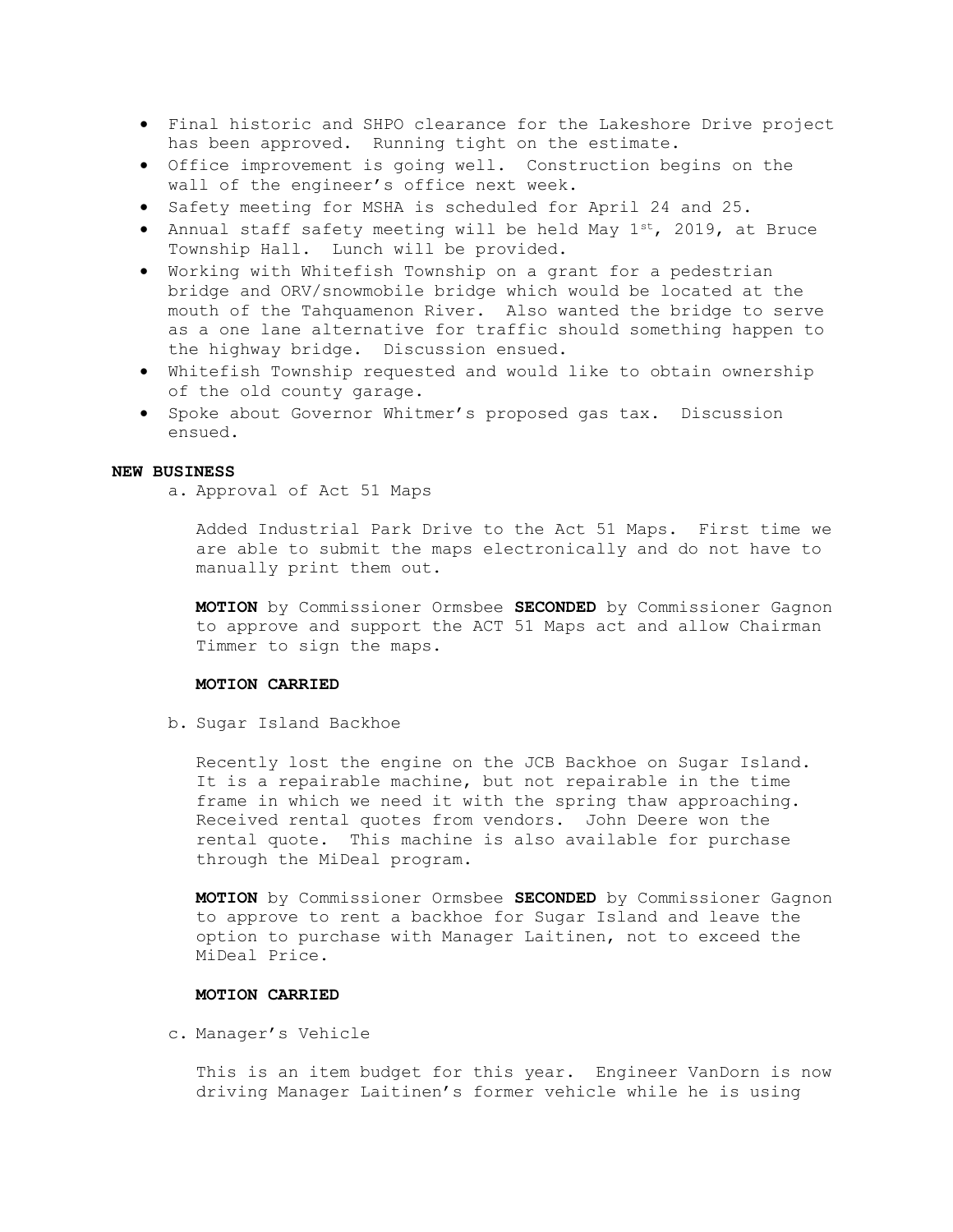- Final historic and SHPO clearance for the Lakeshore Drive project has been approved. Running tight on the estimate.
- Office improvement is going well. Construction begins on the wall of the engineer's office next week.
- Safety meeting for MSHA is scheduled for April 24 and 25.
- Annual staff safety meeting will be held May 1st, 2019, at Bruce Township Hall. Lunch will be provided.
- Working with Whitefish Township on a grant for a pedestrian bridge and ORV/snowmobile bridge which would be located at the mouth of the Tahquamenon River. Also wanted the bridge to serve as a one lane alternative for traffic should something happen to the highway bridge. Discussion ensued.
- Whitefish Township requested and would like to obtain ownership of the old county garage.
- Spoke about Governor Whitmer's proposed gas tax. Discussion ensued.

**NEW BUSINESS**

a. Approval of Act 51 Maps

Added Industrial Park Drive to the Act 51 Maps. First time we are able to submit the maps electronically and do not have to manually print them out.

**MOTION** by Commissioner Ormsbee **SECONDED** by Commissioner Gagnon to approve and support the ACT 51 Maps act and allow Chairman Timmer to sign the maps.

**MOTION CARRIED**

b. Sugar Island Backhoe

Recently lost the engine on the JCB Backhoe on Sugar Island. It is a repairable machine, but not repairable in the time frame in which we need it with the spring thaw approaching. Received rental quotes from vendors. John Deere won the rental quote. This machine is also available for purchase through the MiDeal program.

**MOTION** by Commissioner Ormsbee **SECONDED** by Commissioner Gagnon to approve to rent a backhoe for Sugar Island and leave the option to purchase with Manager Laitinen, not to exceed the MiDeal Price.

**MOTION CARRIED**

c. Manager's Vehicle

This is an item budget for this year. Engineer VanDorn is now driving Manager Laitinen's former vehicle while he is using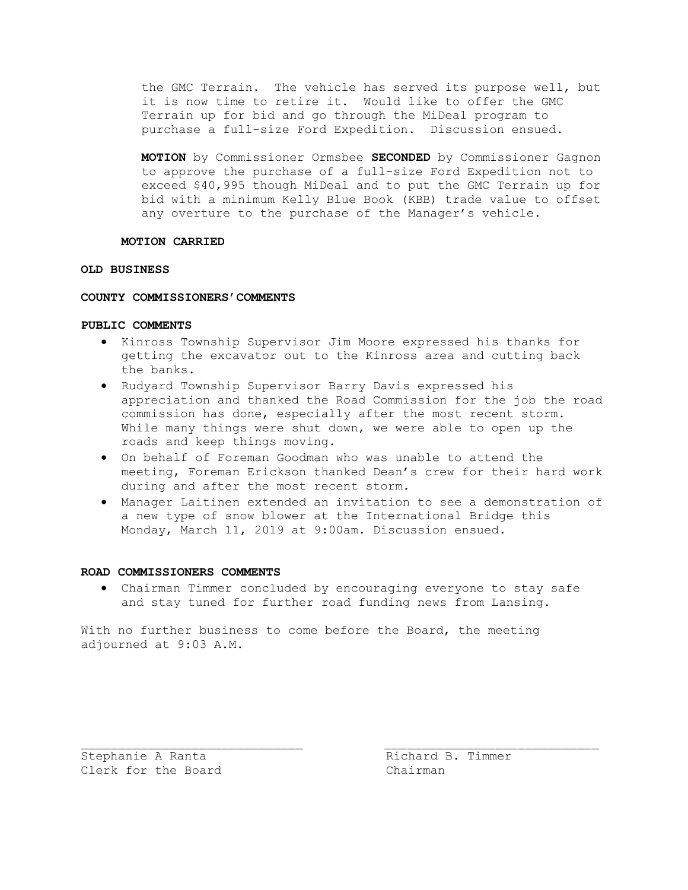the GMC Terrain. The vehicle has served its purpose well, but it is now time to retire it. Would like to offer the GMC Terrain up for bid and go through the MiDeal program to purchase a full-size Ford Expedition. Discussion ensued.

**MOTION** by Commissioner Ormsbee **SECONDED** by Commissioner Gagnon to approve the purchase of a full-size Ford Expedition not to exceed $40,995 though MiDeal and to put the GMC Terrain up for bid with a minimum Kelly Blue Book (KBB) trade value to offset any overture to the purchase of the Manager's vehicle.

**MOTION CARRIED**

**OLD BUSINESS**

**COUNTY COMMISSIONERS' COMMENTS**

**PUBLIC COMMENTS**

- Kinross Township Supervisor Jim Moore expressed his thanks for getting the excavator out to the Kinross area and cutting back the banks.
- Rudyard Township Supervisor Barry Davis expressed his appreciation and thanked the Road Commission for the job the road commission has done, especially after the most recent storm. While many things were shut down, we were able to open up the roads and keep things moving.
- On behalf of Foreman Goodman who was unable to attend the meeting, Foreman Erickson thanked Dean's crew for their hard work during and after the most recent storm.
- Manager Laitinen extended an invitation to see a demonstration of a new type of snow blower at the International Bridge this Monday, March 11, 2019 at 9:00am. Discussion ensued.

**ROAD COMMISSIONERS COMMENTS**

- Chairman Timmer concluded by encouraging everyone to stay safe and stay tuned for further road funding news from Lansing.

With no further business to come before the Board, the meeting adjourned at 9:03 A.M.

\_\_\_\_\_\_\_\_\_\_\_\_\_\_\_\_\_\_\_\_\_\_\_\_\_\_\_\_\_\_
Stephanie A Ranta
Clerk for the Board

\_\_\_\_\_\_\_\_\_\_\_\_\_\_\_\_\_\_\_\_\_\_\_\_\_\_\_\_\_\_
Richard B. Timmer
Chairman